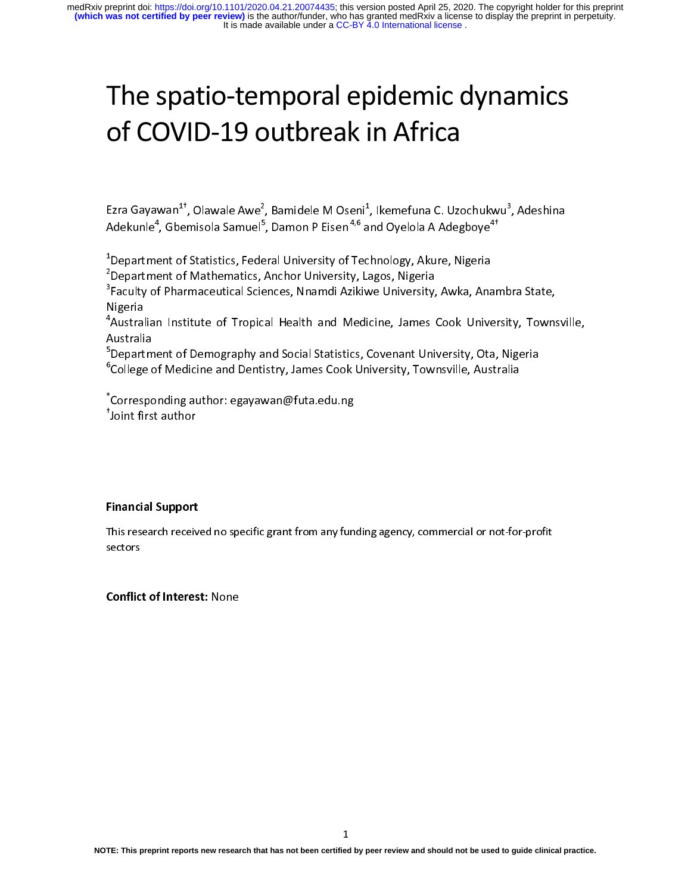# The spatio-temporal epidemic dynamics of COVID-19 outbreak in Africa

Ezra Gayawan[1†], Olawale Awe[2], Bamidele M Oseni[1], Ikemefuna C. Uzochukwu[3], Adeshina Adekunle[4], Gbemisola Samuel[5], Damon P Eisen[4,6] and Oyelola A Adegboye[4†]

[1]Department of Statistics, Federal University of Technology, Akure, Nigeria
[2]Department of Mathematics, Anchor University, Lagos, Nigeria
[3]Faculty of Pharmaceutical Sciences, Nnamdi Azikiwe University, Awka, Anambra State, Nigeria
[4]Australian Institute of Tropical Health and Medicine, James Cook University, Townsville, Australia
[5]Department of Demography and Social Statistics, Covenant University, Ota, Nigeria
[6]College of Medicine and Dentistry, James Cook University, Townsville, Australia

[*]Corresponding author: egayawan@futa.edu.ng
[†]Joint first author

**Financial Support**

This research received no specific grant from any funding agency, commercial or not-for-profit sectors

**Conflict of Interest:** None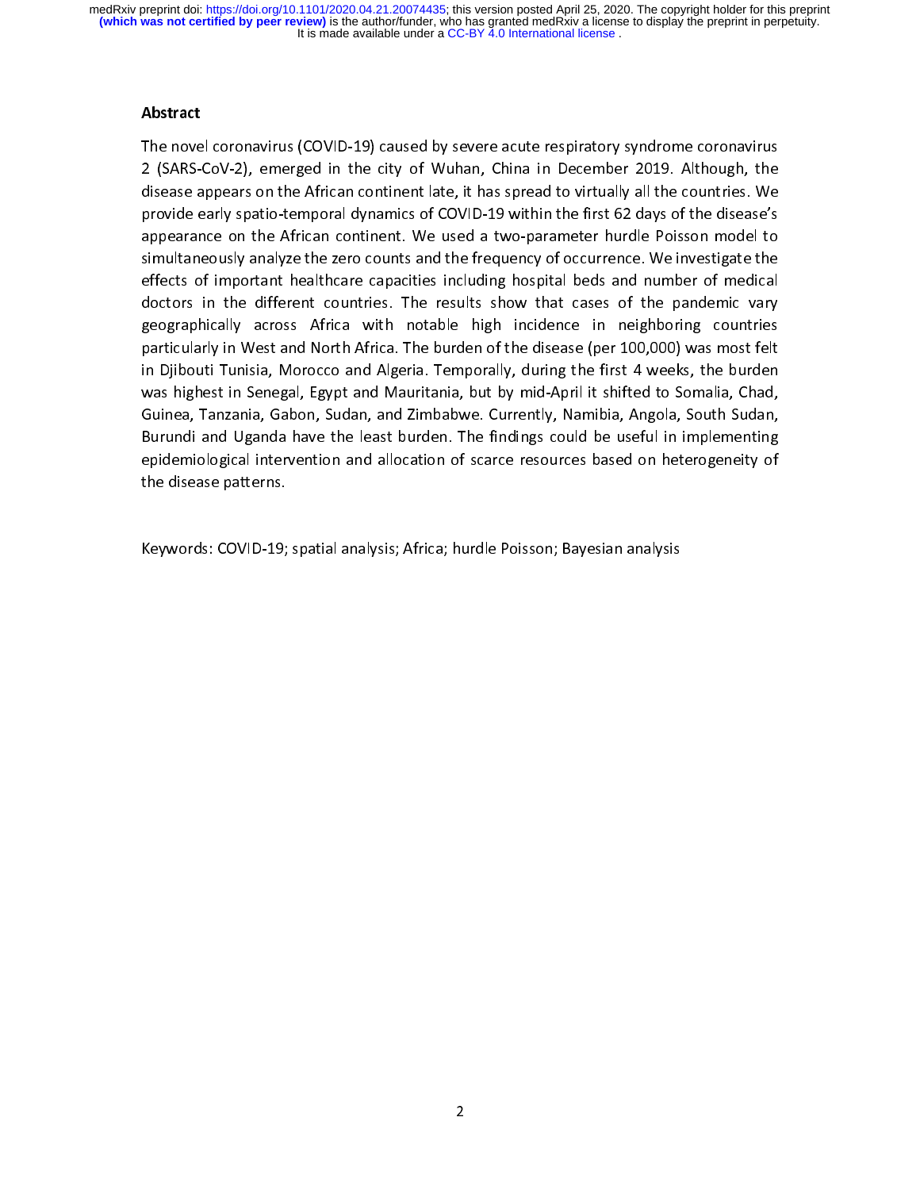## Abstract

The novel coronavirus (COVID-19) caused by severe acute respiratory syndrome coronavirus 2 (SARS-CoV-2), emerged in the city of Wuhan, China in December 2019. Although, the disease appears on the African continent late, it has spread to virtually all the countries. We provide early spatio-temporal dynamics of COVID-19 within the first 62 days of the disease's appearance on the African continent. We used a two-parameter hurdle Poisson model to simultaneously analyze the zero counts and the frequency of occurrence. We investigate the effects of important healthcare capacities including hospital beds and number of medical doctors in the different countries. The results show that cases of the pandemic vary geographically across Africa with notable high incidence in neighboring countries particularly in West and North Africa. The burden of the disease (per 100,000) was most felt in Djibouti Tunisia, Morocco and Algeria. Temporally, during the first 4 weeks, the burden was highest in Senegal, Egypt and Mauritania, but by mid-April it shifted to Somalia, Chad, Guinea, Tanzania, Gabon, Sudan, and Zimbabwe. Currently, Namibia, Angola, South Sudan, Burundi and Uganda have the least burden. The findings could be useful in implementing epidemiological intervention and allocation of scarce resources based on heterogeneity of the disease patterns.

Keywords: COVID-19; spatial analysis; Africa; hurdle Poisson; Bayesian analysis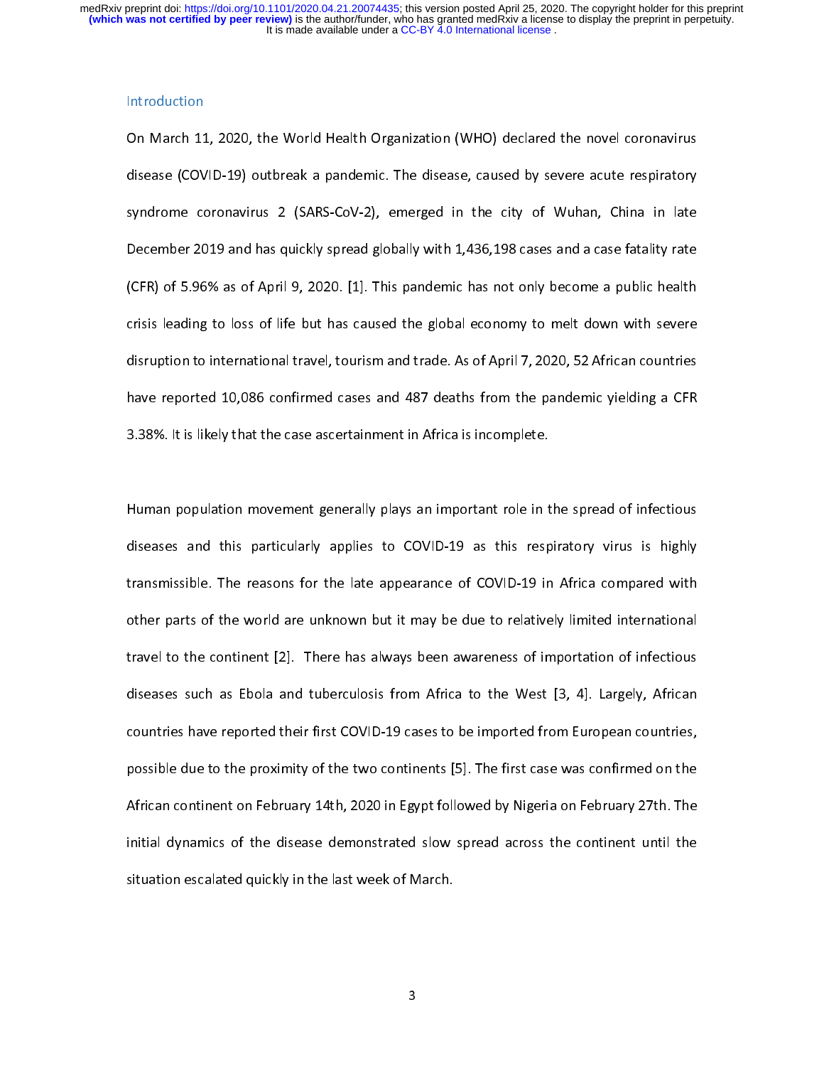## Introduction

On March 11, 2020, the World Health Organization (WHO) declared the novel coronavirus disease (COVID-19) outbreak a pandemic. The disease, caused by severe acute respiratory syndrome coronavirus 2 (SARS-CoV-2), emerged in the city of Wuhan, China in late December 2019 and has quickly spread globally with 1,436,198 cases and a case fatality rate (CFR) of 5.96% as of April 9, 2020. [1]. This pandemic has not only become a public health crisis leading to loss of life but has caused the global economy to melt down with severe disruption to international travel, tourism and trade. As of April 7, 2020, 52 African countries have reported 10,086 confirmed cases and 487 deaths from the pandemic yielding a CFR 3.38%. It is likely that the case ascertainment in Africa is incomplete.

Human population movement generally plays an important role in the spread of infectious diseases and this particularly applies to COVID-19 as this respiratory virus is highly transmissible. The reasons for the late appearance of COVID-19 in Africa compared with other parts of the world are unknown but it may be due to relatively limited international travel to the continent [2]. There has always been awareness of importation of infectious diseases such as Ebola and tuberculosis from Africa to the West [3, 4]. Largely, African countries have reported their first COVID-19 cases to be imported from European countries, possible due to the proximity of the two continents [5]. The first case was confirmed on the African continent on February 14th, 2020 in Egypt followed by Nigeria on February 27th. The initial dynamics of the disease demonstrated slow spread across the continent until the situation escalated quickly in the last week of March.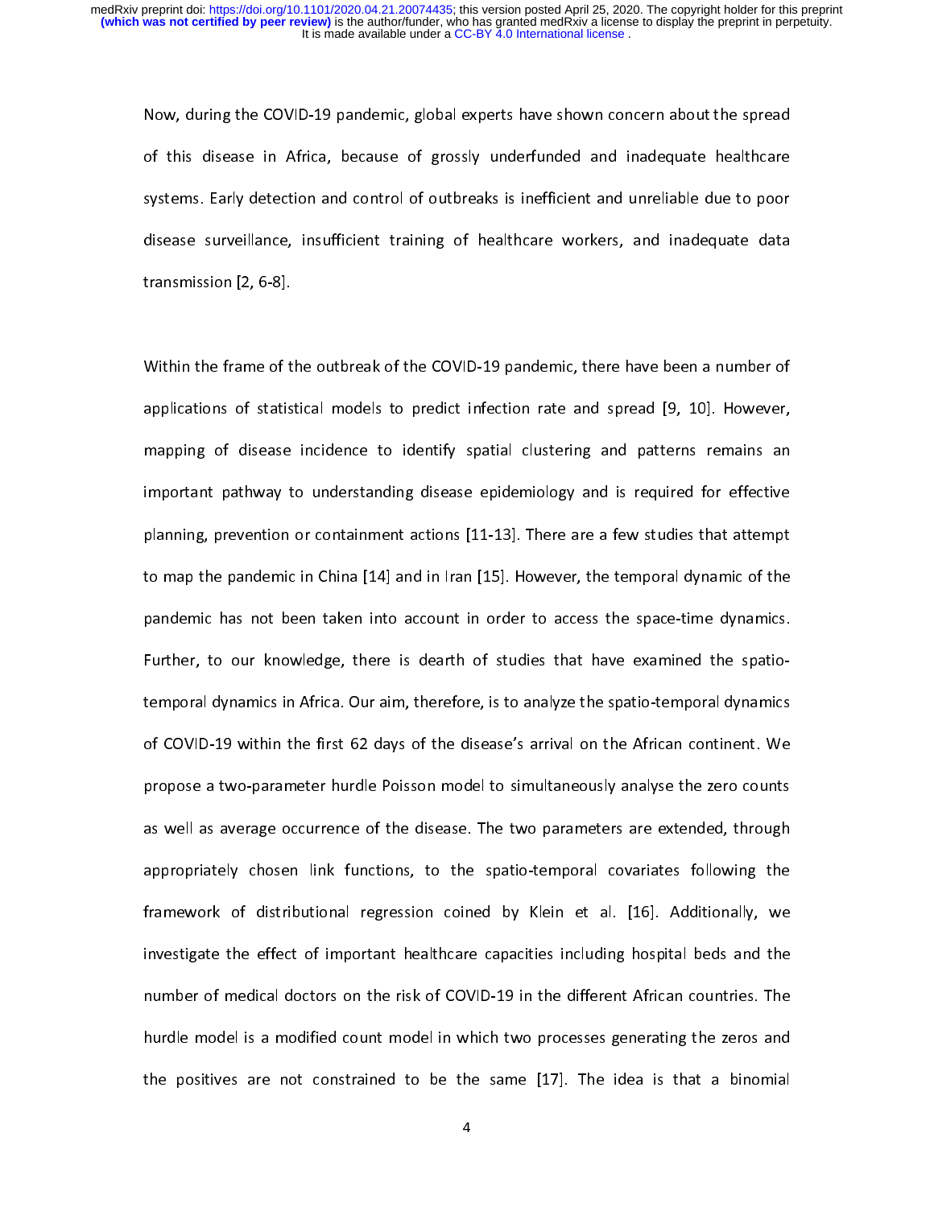Now, during the COVID-19 pandemic, global experts have shown concern about the spread of this disease in Africa, because of grossly underfunded and inadequate healthcare systems. Early detection and control of outbreaks is inefficient and unreliable due to poor disease surveillance, insufficient training of healthcare workers, and inadequate data transmission [2, 6-8].

Within the frame of the outbreak of the COVID-19 pandemic, there have been a number of applications of statistical models to predict infection rate and spread [9, 10]. However, mapping of disease incidence to identify spatial clustering and patterns remains an important pathway to understanding disease epidemiology and is required for effective planning, prevention or containment actions [11-13]. There are a few studies that attempt to map the pandemic in China [14] and in Iran [15]. However, the temporal dynamic of the pandemic has not been taken into account in order to access the space-time dynamics. Further, to our knowledge, there is dearth of studies that have examined the spatio-temporal dynamics in Africa. Our aim, therefore, is to analyze the spatio-temporal dynamics of COVID-19 within the first 62 days of the disease's arrival on the African continent. We propose a two-parameter hurdle Poisson model to simultaneously analyse the zero counts as well as average occurrence of the disease. The two parameters are extended, through appropriately chosen link functions, to the spatio-temporal covariates following the framework of distributional regression coined by Klein et al. [16]. Additionally, we investigate the effect of important healthcare capacities including hospital beds and the number of medical doctors on the risk of COVID-19 in the different African countries. The hurdle model is a modified count model in which two processes generating the zeros and the positives are not constrained to be the same [17]. The idea is that a binomial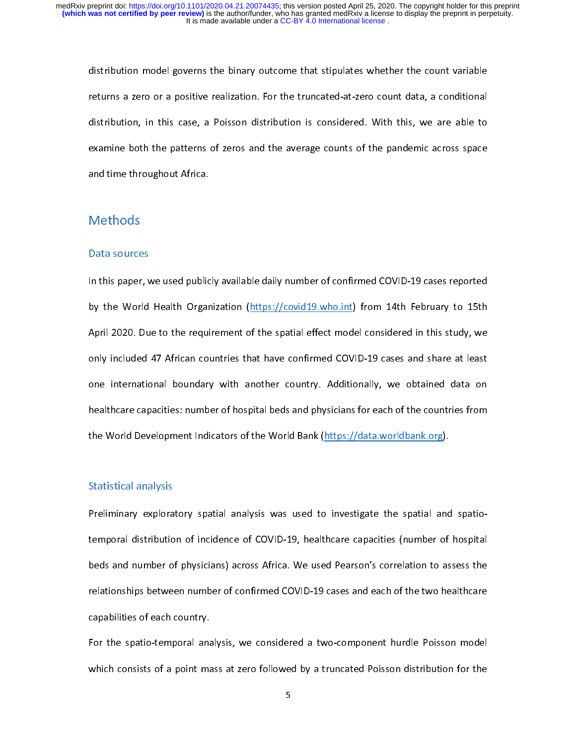distribution model governs the binary outcome that stipulates whether the count variable returns a zero or a positive realization. For the truncated-at-zero count data, a conditional distribution, in this case, a Poisson distribution is considered. With this, we are able to examine both the patterns of zeros and the average counts of the pandemic across space and time throughout Africa.

## Methods

### Data sources

In this paper, we used publicly available daily number of confirmed COVID-19 cases reported by the World Health Organization (https://covid19.who.int) from 14th February to 15th April 2020. Due to the requirement of the spatial effect model considered in this study, we only included 47 African countries that have confirmed COVID-19 cases and share at least one international boundary with another country. Additionally, we obtained data on healthcare capacities: number of hospital beds and physicians for each of the countries from the World Development Indicators of the World Bank (https://data.worldbank.org).

### Statistical analysis

Preliminary exploratory spatial analysis was used to investigate the spatial and spatio-temporal distribution of incidence of COVID-19, healthcare capacities (number of hospital beds and number of physicians) across Africa. We used Pearson's correlation to assess the relationships between number of confirmed COVID-19 cases and each of the two healthcare capabilities of each country.

For the spatio-temporal analysis, we considered a two-component hurdle Poisson model which consists of a point mass at zero followed by a truncated Poisson distribution for the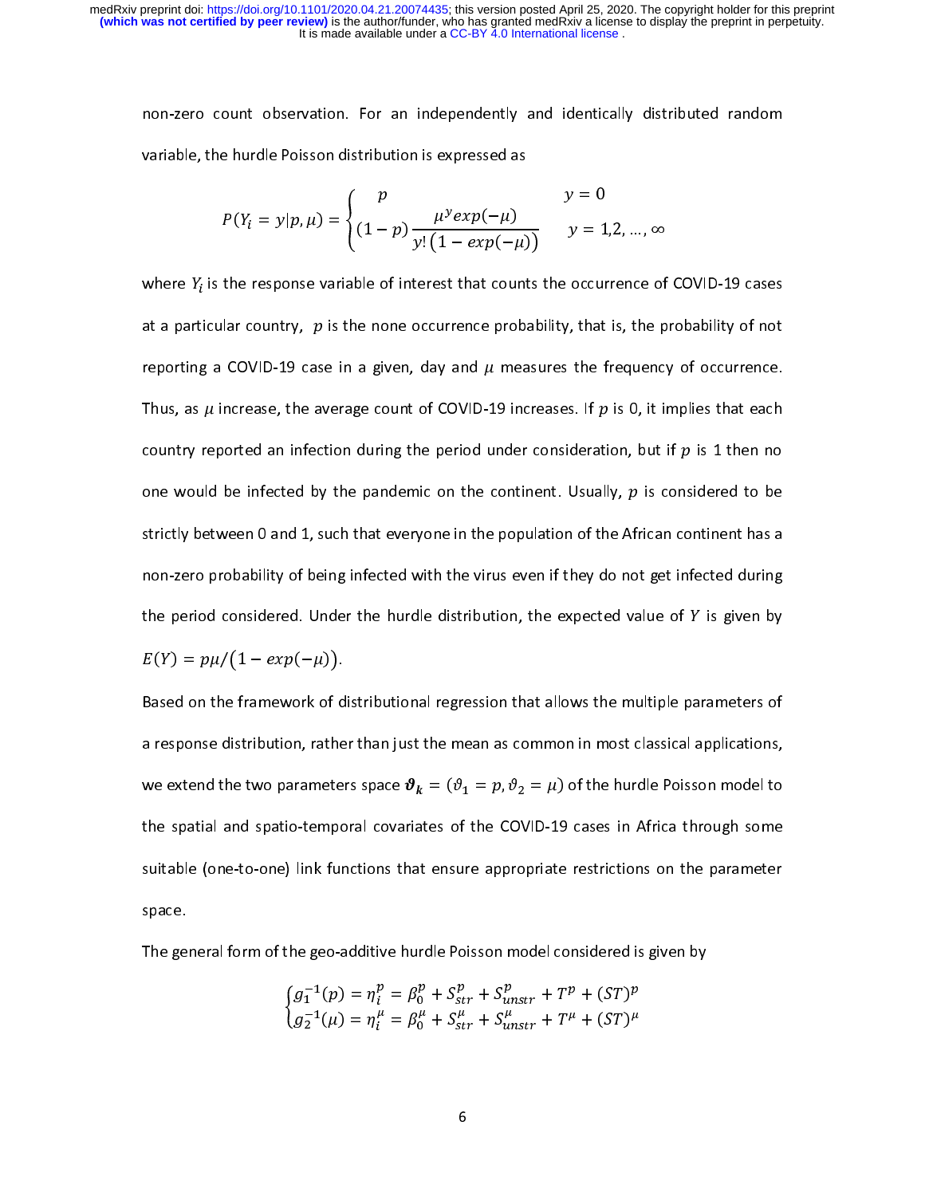non-zero count observation. For an independently and identically distributed random variable, the hurdle Poisson distribution is expressed as

$$P(Y_i = y|p,\mu) = \begin{cases} p & y = 0 \\ (1-p)\dfrac{\mu^y exp(-\mu)}{y!\left(1-exp(-\mu)\right)} & y = 1,2,\dots,\infty \end{cases}$$

where $Y_i$ is the response variable of interest that counts the occurrence of COVID-19 cases at a particular country, $p$ is the none occurrence probability, that is, the probability of not reporting a COVID-19 case in a given, day and $\mu$ measures the frequency of occurrence. Thus, as $\mu$ increase, the average count of COVID-19 increases. If $p$ is 0, it implies that each country reported an infection during the period under consideration, but if $p$ is 1 then no one would be infected by the pandemic on the continent. Usually, $p$ is considered to be strictly between 0 and 1, such that everyone in the population of the African continent has a non-zero probability of being infected with the virus even if they do not get infected during the period considered. Under the hurdle distribution, the expected value of $Y$ is given by $E(Y) = p\mu/\left(1-exp(-\mu)\right)$.

Based on the framework of distributional regression that allows the multiple parameters of a response distribution, rather than just the mean as common in most classical applications, we extend the two parameters space $\boldsymbol{\vartheta_k} = (\vartheta_1 = p, \vartheta_2 = \mu)$ of the hurdle Poisson model to the spatial and spatio-temporal covariates of the COVID-19 cases in Africa through some suitable (one-to-one) link functions that ensure appropriate restrictions on the parameter space.

The general form of the geo-additive hurdle Poisson model considered is given by

$$\begin{cases} g_1^{-1}(p) = \eta_i^p = \beta_0^p + S_{str}^p + S_{unstr}^p + T^p + (ST)^p \\ g_2^{-1}(\mu) = \eta_i^\mu = \beta_0^\mu + S_{str}^\mu + S_{unstr}^\mu + T^\mu + (ST)^\mu \end{cases}$$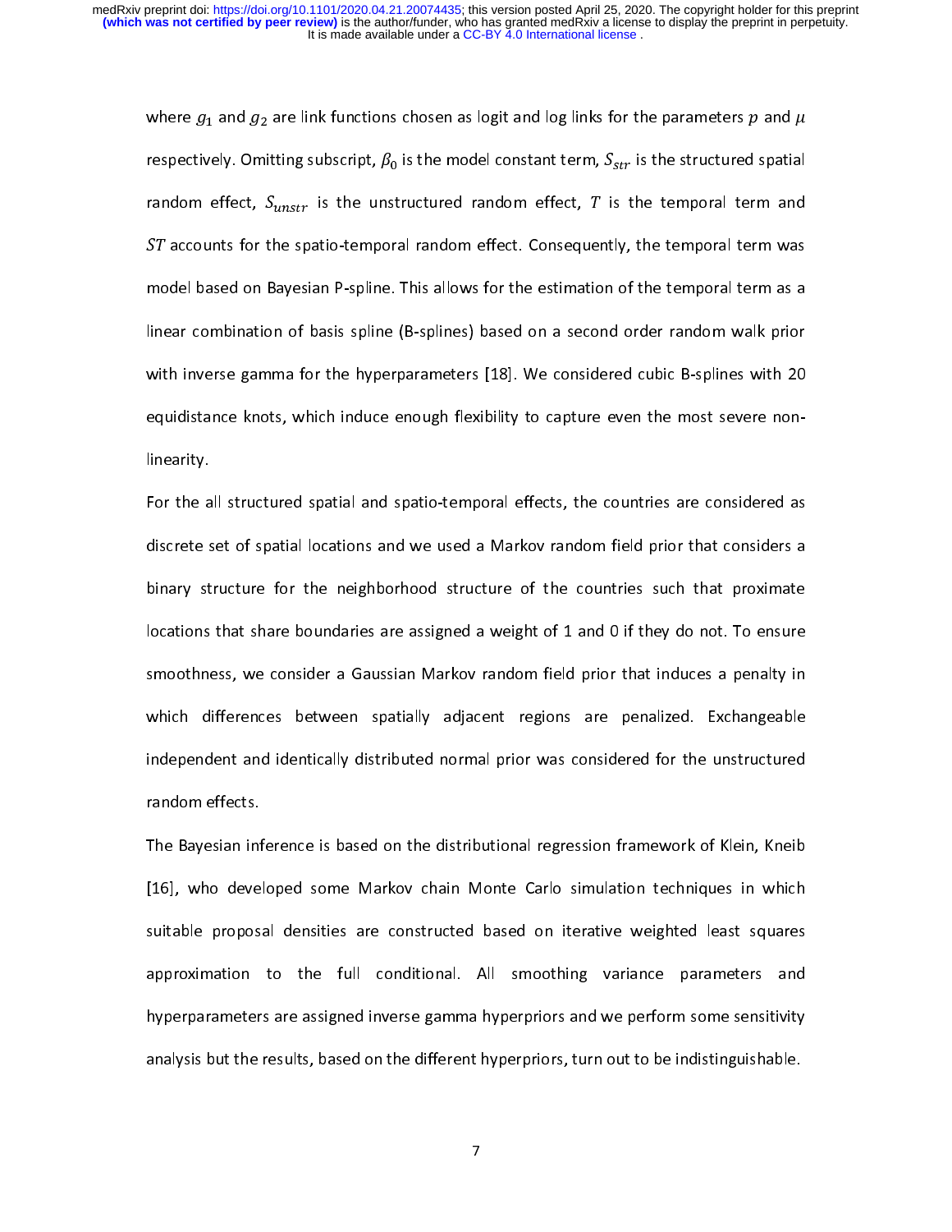where $g_1$ and $g_2$ are link functions chosen as logit and log links for the parameters $p$ and $\mu$ respectively. Omitting subscript, $\beta_0$ is the model constant term, $S_{str}$ is the structured spatial random effect, $S_{unstr}$ is the unstructured random effect, $T$ is the temporal term and $ST$ accounts for the spatio-temporal random effect. Consequently, the temporal term was model based on Bayesian P-spline. This allows for the estimation of the temporal term as a linear combination of basis spline (B-splines) based on a second order random walk prior with inverse gamma for the hyperparameters [18]. We considered cubic B-splines with 20 equidistance knots, which induce enough flexibility to capture even the most severe non-linearity.

For the all structured spatial and spatio-temporal effects, the countries are considered as discrete set of spatial locations and we used a Markov random field prior that considers a binary structure for the neighborhood structure of the countries such that proximate locations that share boundaries are assigned a weight of 1 and 0 if they do not. To ensure smoothness, we consider a Gaussian Markov random field prior that induces a penalty in which differences between spatially adjacent regions are penalized. Exchangeable independent and identically distributed normal prior was considered for the unstructured random effects.

The Bayesian inference is based on the distributional regression framework of Klein, Kneib [16], who developed some Markov chain Monte Carlo simulation techniques in which suitable proposal densities are constructed based on iterative weighted least squares approximation to the full conditional. All smoothing variance parameters and hyperparameters are assigned inverse gamma hyperpriors and we perform some sensitivity analysis but the results, based on the different hyperpriors, turn out to be indistinguishable.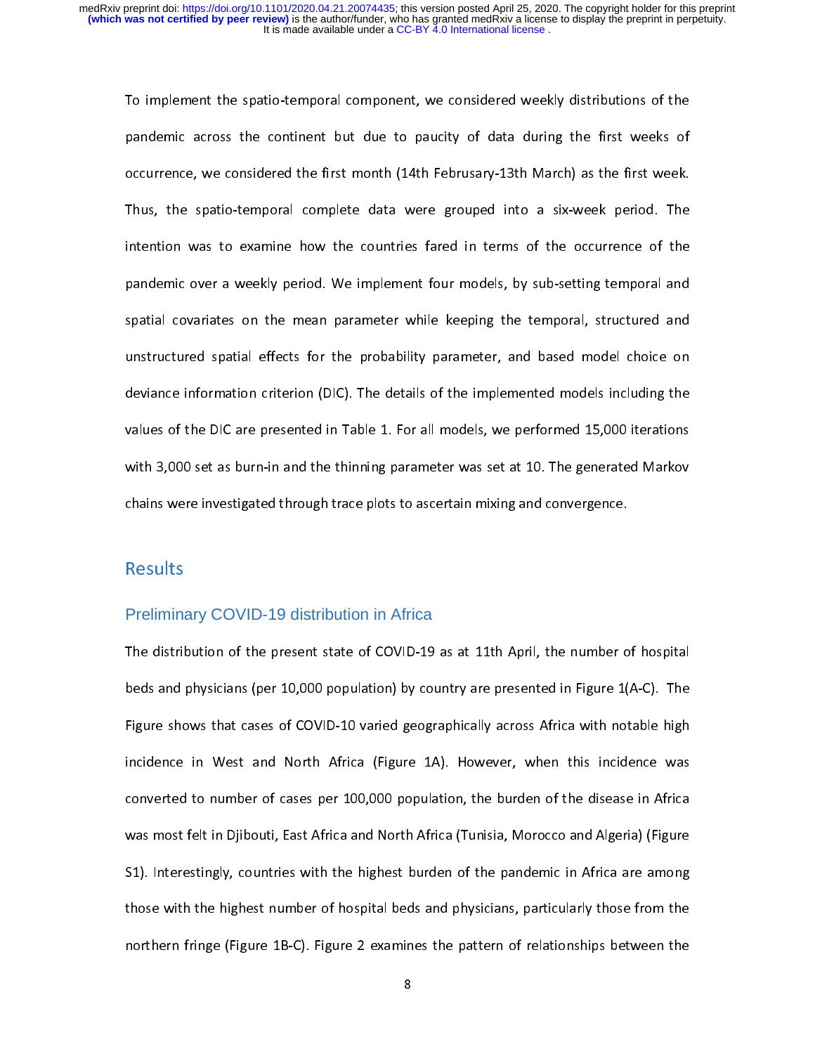To implement the spatio-temporal component, we considered weekly distributions of the pandemic across the continent but due to paucity of data during the first weeks of occurrence, we considered the first month (14th Februsary-13th March) as the first week. Thus, the spatio-temporal complete data were grouped into a six-week period. The intention was to examine how the countries fared in terms of the occurrence of the pandemic over a weekly period. We implement four models, by sub-setting temporal and spatial covariates on the mean parameter while keeping the temporal, structured and unstructured spatial effects for the probability parameter, and based model choice on deviance information criterion (DIC). The details of the implemented models including the values of the DIC are presented in Table 1. For all models, we performed 15,000 iterations with 3,000 set as burn-in and the thinning parameter was set at 10. The generated Markov chains were investigated through trace plots to ascertain mixing and convergence.

## Results

### Preliminary COVID-19 distribution in Africa

The distribution of the present state of COVID-19 as at 11th April, the number of hospital beds and physicians (per 10,000 population) by country are presented in Figure 1(A-C). The Figure shows that cases of COVID-10 varied geographically across Africa with notable high incidence in West and North Africa (Figure 1A). However, when this incidence was converted to number of cases per 100,000 population, the burden of the disease in Africa was most felt in Djibouti, East Africa and North Africa (Tunisia, Morocco and Algeria) (Figure S1). Interestingly, countries with the highest burden of the pandemic in Africa are among those with the highest number of hospital beds and physicians, particularly those from the northern fringe (Figure 1B-C). Figure 2 examines the pattern of relationships between the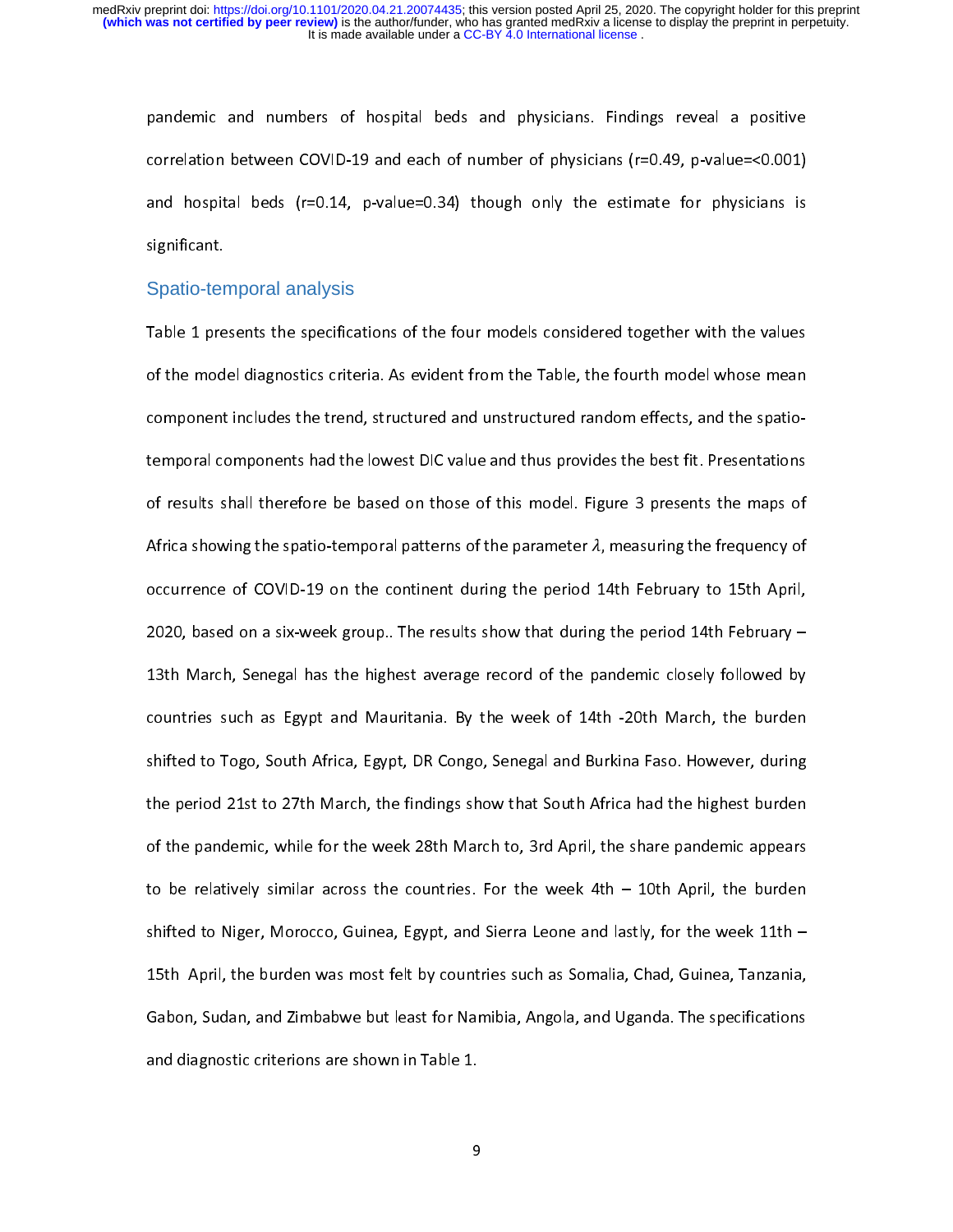pandemic and numbers of hospital beds and physicians. Findings reveal a positive correlation between COVID-19 and each of number of physicians (r=0.49, p-value=<0.001) and hospital beds (r=0.14, p-value=0.34) though only the estimate for physicians is significant.

## Spatio-temporal analysis

Table 1 presents the specifications of the four models considered together with the values of the model diagnostics criteria. As evident from the Table, the fourth model whose mean component includes the trend, structured and unstructured random effects, and the spatio-temporal components had the lowest DIC value and thus provides the best fit. Presentations of results shall therefore be based on those of this model. Figure 3 presents the maps of Africa showing the spatio-temporal patterns of the parameter $\lambda$, measuring the frequency of occurrence of COVID-19 on the continent during the period 14th February to 15th April, 2020, based on a six-week group.. The results show that during the period 14th February – 13th March, Senegal has the highest average record of the pandemic closely followed by countries such as Egypt and Mauritania. By the week of 14th -20th March, the burden shifted to Togo, South Africa, Egypt, DR Congo, Senegal and Burkina Faso. However, during the period 21st to 27th March, the findings show that South Africa had the highest burden of the pandemic, while for the week 28th March to, 3rd April, the share pandemic appears to be relatively similar across the countries. For the week 4th – 10th April, the burden shifted to Niger, Morocco, Guinea, Egypt, and Sierra Leone and lastly, for the week 11th – 15th April, the burden was most felt by countries such as Somalia, Chad, Guinea, Tanzania, Gabon, Sudan, and Zimbabwe but least for Namibia, Angola, and Uganda. The specifications and diagnostic criterions are shown in Table 1.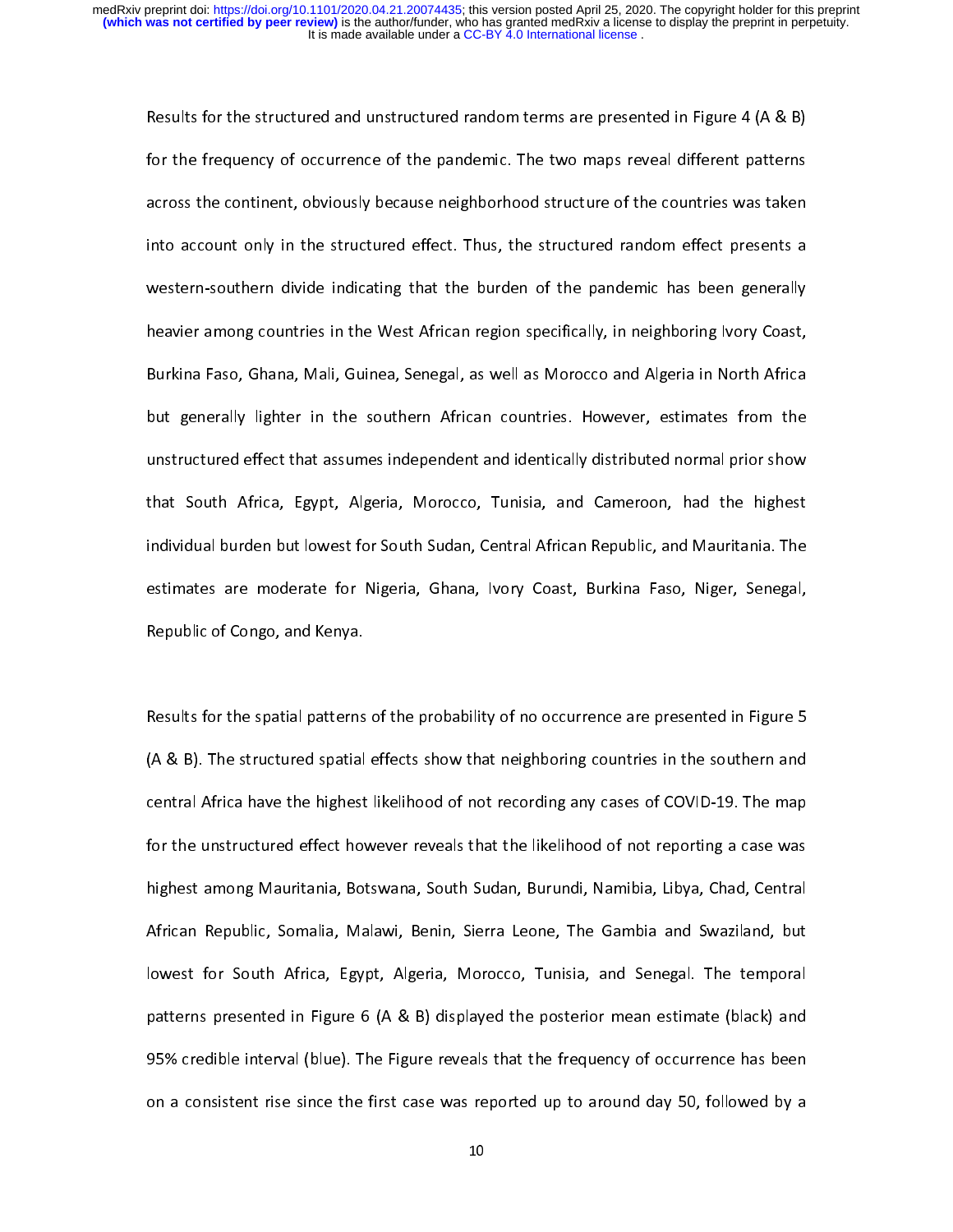Results for the structured and unstructured random terms are presented in Figure 4 (A & B) for the frequency of occurrence of the pandemic. The two maps reveal different patterns across the continent, obviously because neighborhood structure of the countries was taken into account only in the structured effect. Thus, the structured random effect presents a western-southern divide indicating that the burden of the pandemic has been generally heavier among countries in the West African region specifically, in neighboring Ivory Coast, Burkina Faso, Ghana, Mali, Guinea, Senegal, as well as Morocco and Algeria in North Africa but generally lighter in the southern African countries. However, estimates from the unstructured effect that assumes independent and identically distributed normal prior show that South Africa, Egypt, Algeria, Morocco, Tunisia, and Cameroon, had the highest individual burden but lowest for South Sudan, Central African Republic, and Mauritania. The estimates are moderate for Nigeria, Ghana, Ivory Coast, Burkina Faso, Niger, Senegal, Republic of Congo, and Kenya.

Results for the spatial patterns of the probability of no occurrence are presented in Figure 5 (A & B). The structured spatial effects show that neighboring countries in the southern and central Africa have the highest likelihood of not recording any cases of COVID-19. The map for the unstructured effect however reveals that the likelihood of not reporting a case was highest among Mauritania, Botswana, South Sudan, Burundi, Namibia, Libya, Chad, Central African Republic, Somalia, Malawi, Benin, Sierra Leone, The Gambia and Swaziland, but lowest for South Africa, Egypt, Algeria, Morocco, Tunisia, and Senegal. The temporal patterns presented in Figure 6 (A & B) displayed the posterior mean estimate (black) and 95% credible interval (blue). The Figure reveals that the frequency of occurrence has been on a consistent rise since the first case was reported up to around day 50, followed by a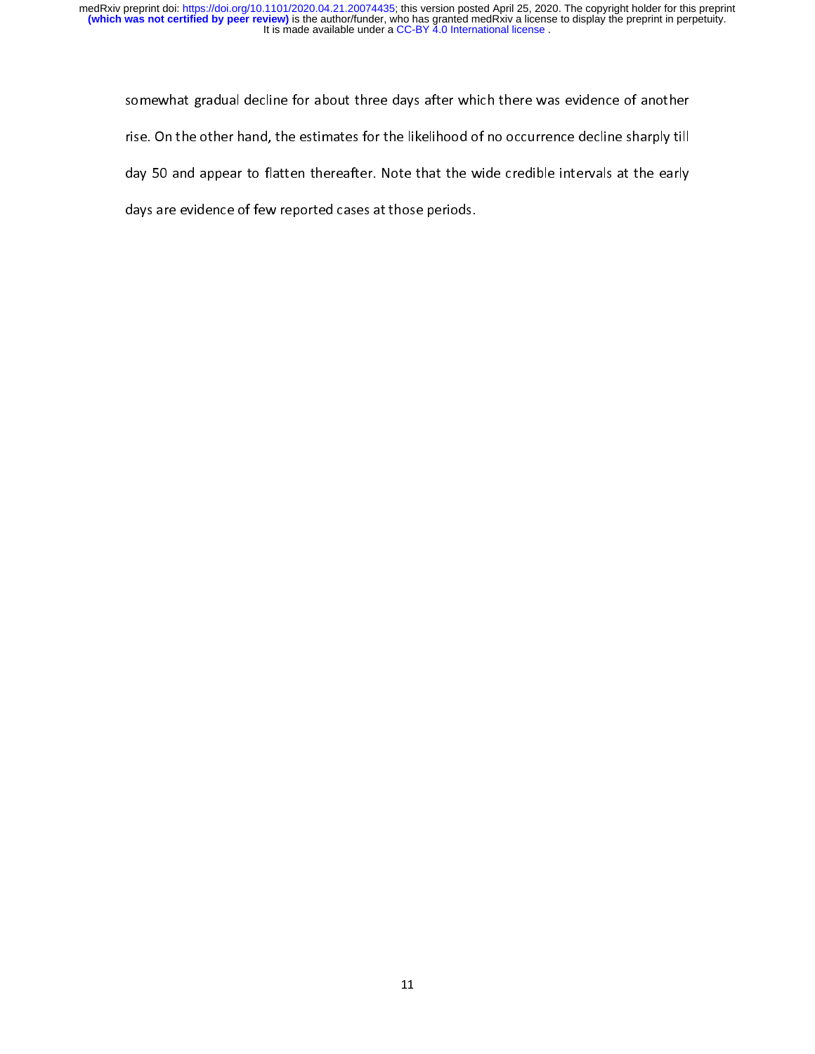somewhat gradual decline for about three days after which there was evidence of another rise. On the other hand, the estimates for the likelihood of no occurrence decline sharply till day 50 and appear to flatten thereafter. Note that the wide credible intervals at the early days are evidence of few reported cases at those periods.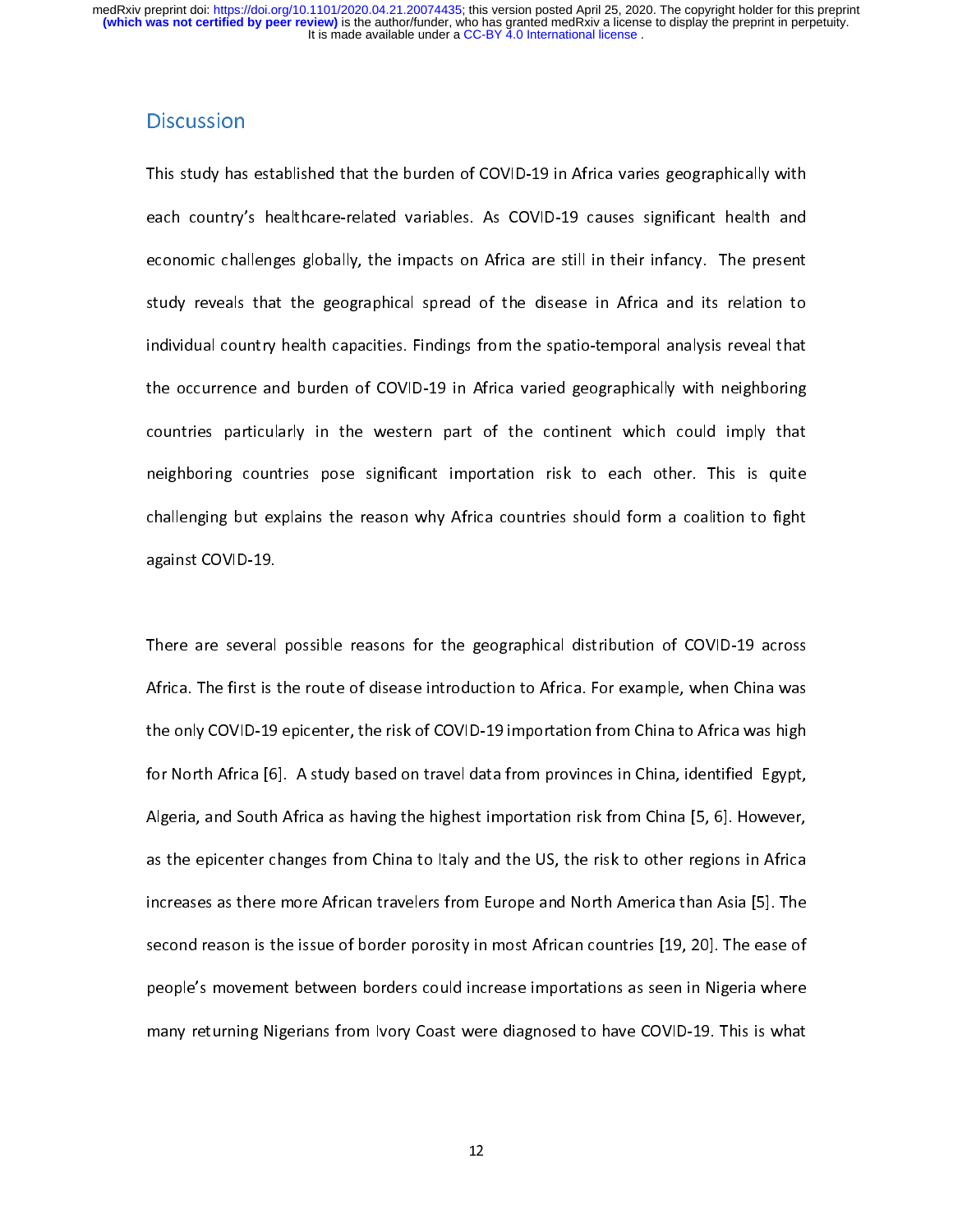## Discussion

This study has established that the burden of COVID-19 in Africa varies geographically with each country's healthcare-related variables. As COVID-19 causes significant health and economic challenges globally, the impacts on Africa are still in their infancy. The present study reveals that the geographical spread of the disease in Africa and its relation to individual country health capacities. Findings from the spatio-temporal analysis reveal that the occurrence and burden of COVID-19 in Africa varied geographically with neighboring countries particularly in the western part of the continent which could imply that neighboring countries pose significant importation risk to each other. This is quite challenging but explains the reason why Africa countries should form a coalition to fight against COVID-19.

There are several possible reasons for the geographical distribution of COVID-19 across Africa. The first is the route of disease introduction to Africa. For example, when China was the only COVID-19 epicenter, the risk of COVID-19 importation from China to Africa was high for North Africa [6]. A study based on travel data from provinces in China, identified Egypt, Algeria, and South Africa as having the highest importation risk from China [5, 6]. However, as the epicenter changes from China to Italy and the US, the risk to other regions in Africa increases as there more African travelers from Europe and North America than Asia [5]. The second reason is the issue of border porosity in most African countries [19, 20]. The ease of people's movement between borders could increase importations as seen in Nigeria where many returning Nigerians from Ivory Coast were diagnosed to have COVID-19. This is what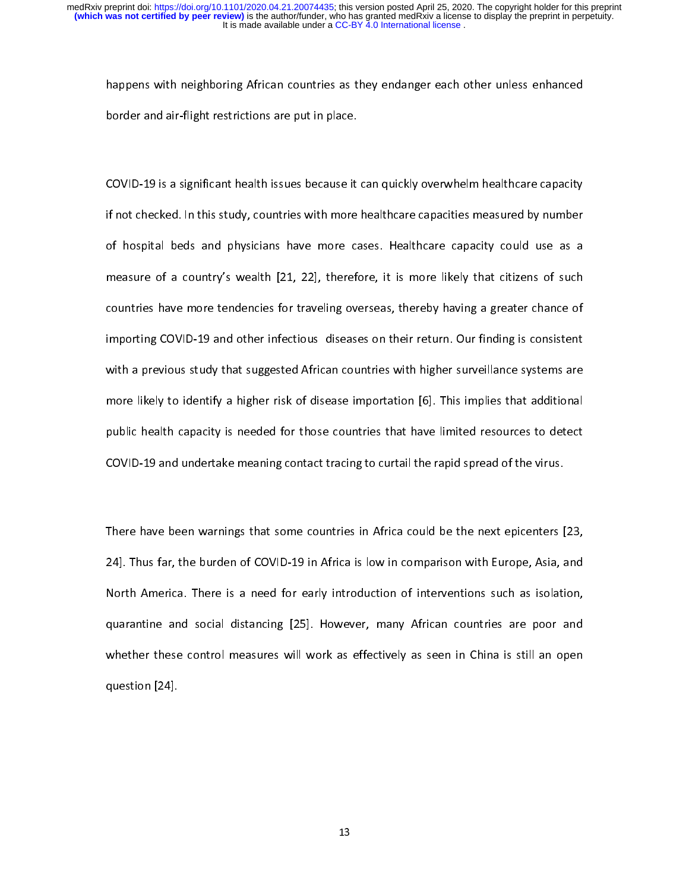happens with neighboring African countries as they endanger each other unless enhanced border and air-flight restrictions are put in place.

COVID-19 is a significant health issues because it can quickly overwhelm healthcare capacity if not checked. In this study, countries with more healthcare capacities measured by number of hospital beds and physicians have more cases. Healthcare capacity could use as a measure of a country's wealth [21, 22], therefore, it is more likely that citizens of such countries have more tendencies for traveling overseas, thereby having a greater chance of importing COVID-19 and other infectious diseases on their return. Our finding is consistent with a previous study that suggested African countries with higher surveillance systems are more likely to identify a higher risk of disease importation [6]. This implies that additional public health capacity is needed for those countries that have limited resources to detect COVID-19 and undertake meaning contact tracing to curtail the rapid spread of the virus.

There have been warnings that some countries in Africa could be the next epicenters [23, 24]. Thus far, the burden of COVID-19 in Africa is low in comparison with Europe, Asia, and North America. There is a need for early introduction of interventions such as isolation, quarantine and social distancing [25]. However, many African countries are poor and whether these control measures will work as effectively as seen in China is still an open question [24].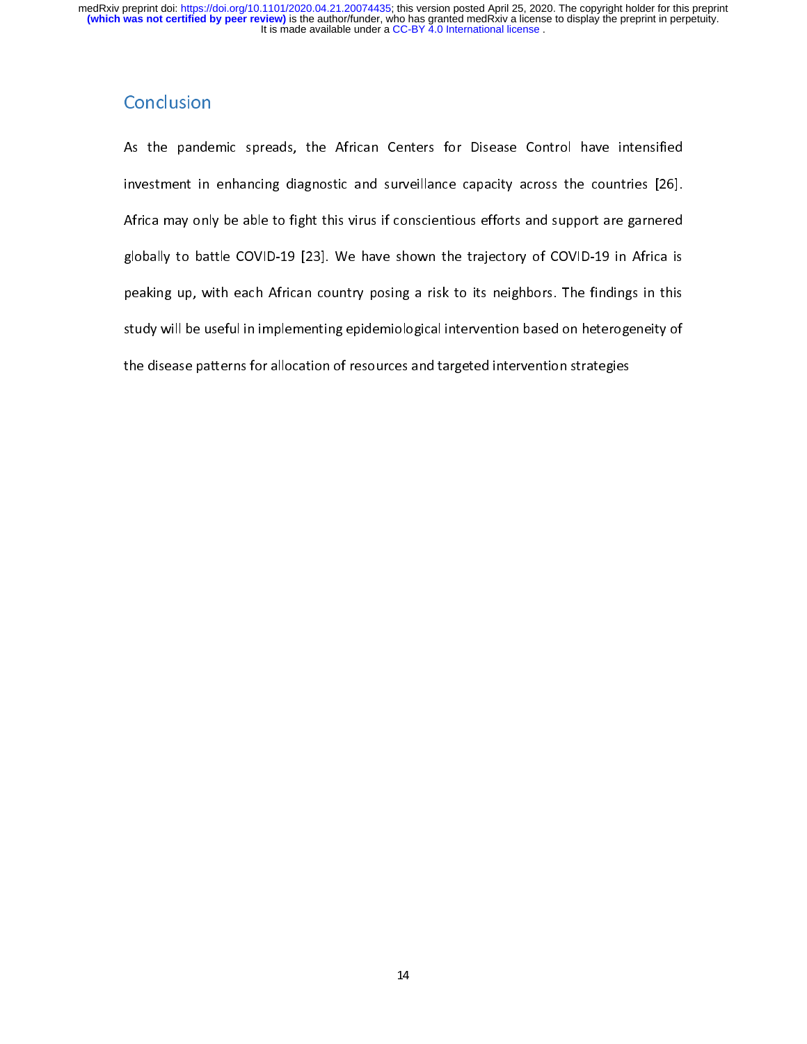## Conclusion

As the pandemic spreads, the African Centers for Disease Control have intensified investment in enhancing diagnostic and surveillance capacity across the countries [26]. Africa may only be able to fight this virus if conscientious efforts and support are garnered globally to battle COVID-19 [23]. We have shown the trajectory of COVID-19 in Africa is peaking up, with each African country posing a risk to its neighbors. The findings in this study will be useful in implementing epidemiological intervention based on heterogeneity of the disease patterns for allocation of resources and targeted intervention strategies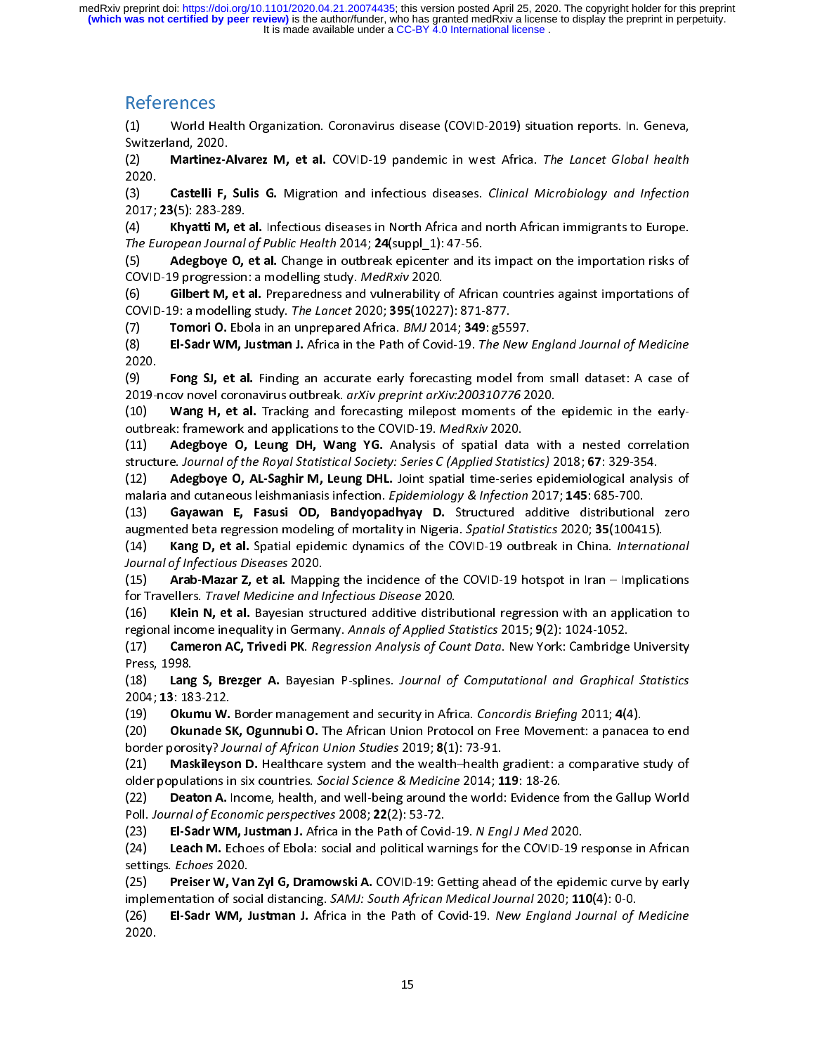## References

(1) World Health Organization. Coronavirus disease (COVID-2019) situation reports. In. Geneva, Switzerland, 2020.

(2) **Martinez-Alvarez M, et al.** COVID-19 pandemic in west Africa. *The Lancet Global health* 2020.

(3) **Castelli F, Sulis G.** Migration and infectious diseases. *Clinical Microbiology and Infection* 2017; **23**(5): 283-289.

(4) **Khyatti M, et al.** Infectious diseases in North Africa and north African immigrants to Europe. *The European Journal of Public Health* 2014; **24**(suppl_1): 47-56.

(5) **Adegboye O, et al.** Change in outbreak epicenter and its impact on the importation risks of COVID-19 progression: a modelling study. *MedRxiv* 2020.

(6) **Gilbert M, et al.** Preparedness and vulnerability of African countries against importations of COVID-19: a modelling study. *The Lancet* 2020; **395**(10227): 871-877.

(7) **Tomori O.** Ebola in an unprepared Africa. *BMJ* 2014; **349**: g5597.

(8) **El-Sadr WM, Justman J.** Africa in the Path of Covid-19. *The New England Journal of Medicine* 2020.

(9) **Fong SJ, et al.** Finding an accurate early forecasting model from small dataset: A case of 2019-ncov novel coronavirus outbreak. *arXiv preprint arXiv:200310776* 2020.

(10) **Wang H, et al.** Tracking and forecasting milepost moments of the epidemic in the early-outbreak: framework and applications to the COVID-19. *MedRxiv* 2020.

(11) **Adegboye O, Leung DH, Wang YG.** Analysis of spatial data with a nested correlation structure. *Journal of the Royal Statistical Society: Series C (Applied Statistics)* 2018; **67**: 329-354.

(12) **Adegboye O, AL-Saghir M, Leung DHL.** Joint spatial time-series epidemiological analysis of malaria and cutaneous leishmaniasis infection. *Epidemiology & Infection* 2017; **145**: 685-700.

(13) **Gayawan E, Fasusi OD, Bandyopadhyay D.** Structured additive distributional zero augmented beta regression modeling of mortality in Nigeria. *Spatial Statistics* 2020; **35**(100415).

(14) **Kang D, et al.** Spatial epidemic dynamics of the COVID-19 outbreak in China. *International Journal of Infectious Diseases* 2020.

(15) **Arab-Mazar Z, et al.** Mapping the incidence of the COVID-19 hotspot in Iran – Implications for Travellers. *Travel Medicine and Infectious Disease* 2020.

(16) **Klein N, et al.** Bayesian structured additive distributional regression with an application to regional income inequality in Germany. *Annals of Applied Statistics* 2015; **9**(2): 1024-1052.

(17) **Cameron AC, Trivedi PK**. *Regression Analysis of Count Data*. New York: Cambridge University Press, 1998.

(18) **Lang S, Brezger A.** Bayesian P-splines. *Journal of Computational and Graphical Statistics* 2004; **13**: 183-212.

(19) **Okumu W.** Border management and security in Africa. *Concordis Briefing* 2011; **4**(4).

(20) **Okunade SK, Ogunnubi O.** The African Union Protocol on Free Movement: a panacea to end border porosity? *Journal of African Union Studies* 2019; **8**(1): 73-91.

(21) **Maskileyson D.** Healthcare system and the wealth–health gradient: a comparative study of older populations in six countries. *Social Science & Medicine* 2014; **119**: 18-26.

(22) **Deaton A.** Income, health, and well-being around the world: Evidence from the Gallup World Poll. *Journal of Economic perspectives* 2008; **22**(2): 53-72.

(23) **El-Sadr WM, Justman J.** Africa in the Path of Covid-19. *N Engl J Med* 2020.

(24) **Leach M.** Echoes of Ebola: social and political warnings for the COVID-19 response in African settings. *Echoes* 2020.

(25) **Preiser W, Van Zyl G, Dramowski A.** COVID-19: Getting ahead of the epidemic curve by early implementation of social distancing. *SAMJ: South African Medical Journal* 2020; **110**(4): 0-0.

(26) **El-Sadr WM, Justman J.** Africa in the Path of Covid-19. *New England Journal of Medicine* 2020.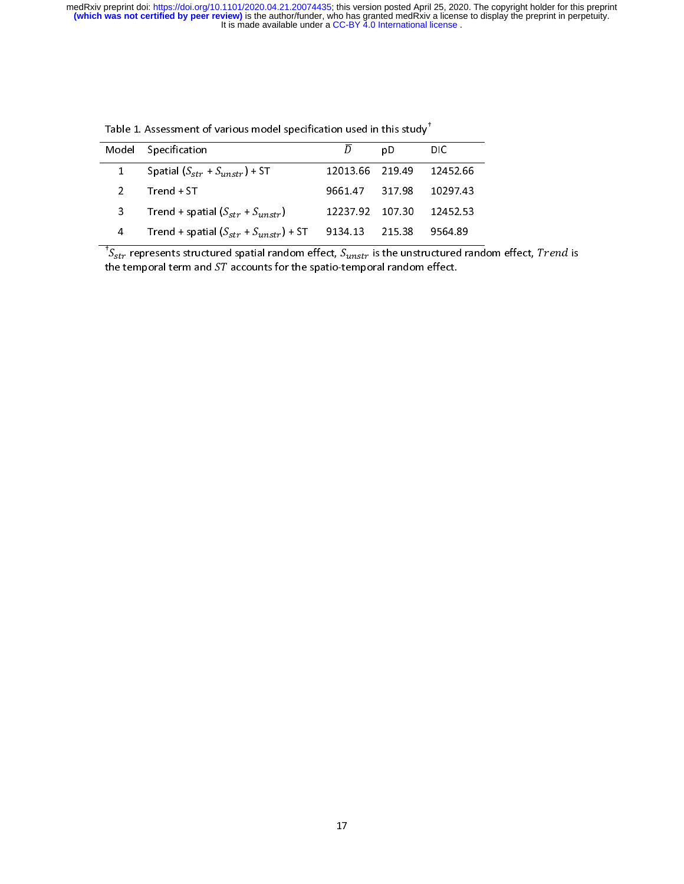Table 1. Assessment of various model specification used in this study[†]

| Model | Specification | $\bar{D}$ | pD | DIC |
|---|---|---|---|---|
| 1 | Spatial ($S_{str}$ + $S_{unstr}$) + ST | 12013.66 | 219.49 | 12452.66 |
| 2 | Trend + ST | 9661.47 | 317.98 | 10297.43 |
| 3 | Trend + spatial ($S_{str}$ + $S_{unstr}$) | 12237.92 | 107.30 | 12452.53 |
| 4 | Trend + spatial ($S_{str}$ + $S_{unstr}$) + ST | 9134.13 | 215.38 | 9564.89 |

[†] $S_{str}$ represents structured spatial random effect, $S_{unstr}$ is the unstructured random effect, $Trend$ is the temporal term and $ST$ accounts for the spatio-temporal random effect.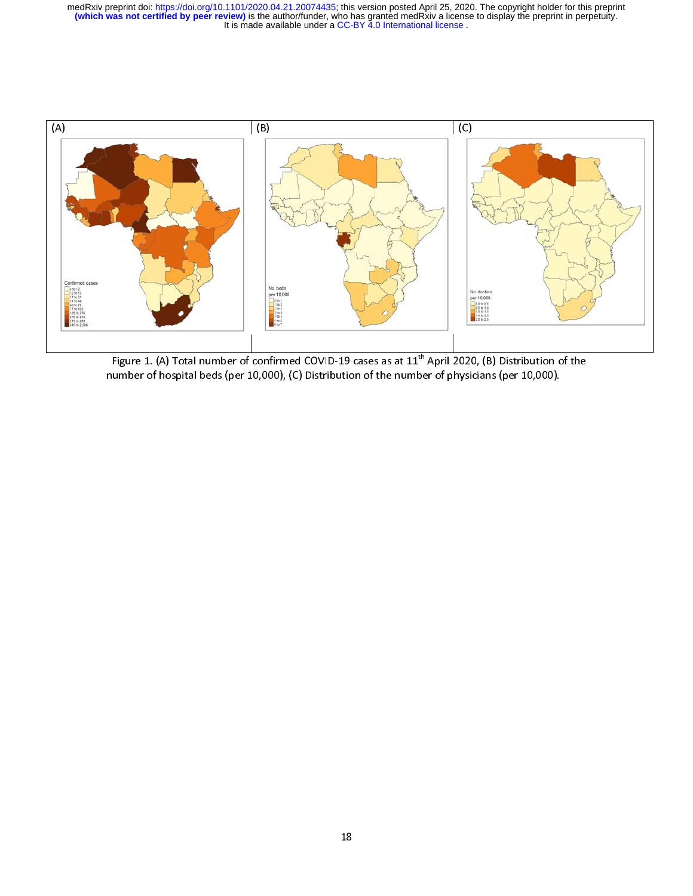Figure 1. (A) Total number of confirmed COVID-19 cases as at 11th April 2020, (B) Distribution of the number of hospital beds (per 10,000), (C) Distribution of the number of physicians (per 10,000).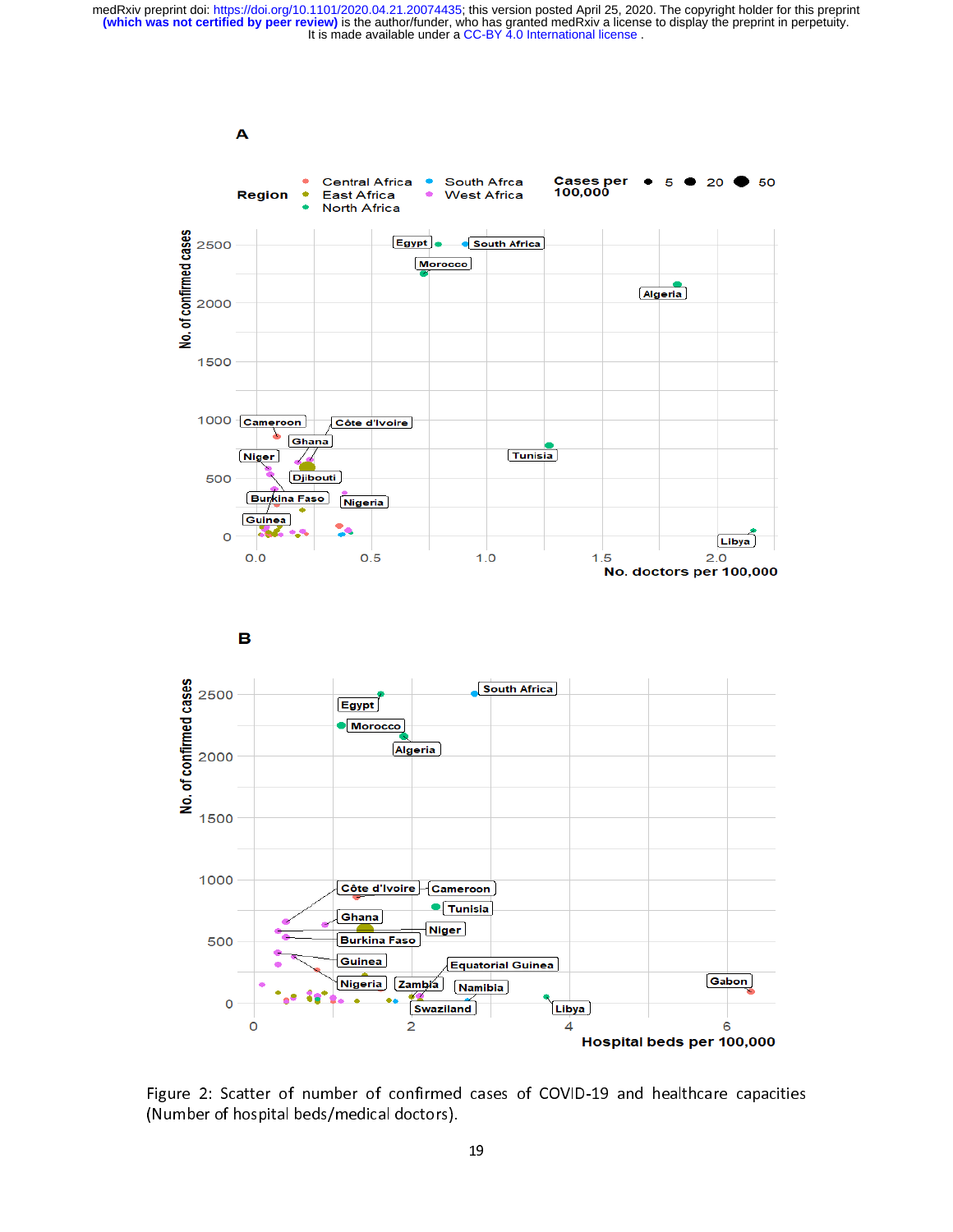Figure 2: Scatter of number of confirmed cases of COVID-19 and healthcare capacities (Number of hospital beds/medical doctors).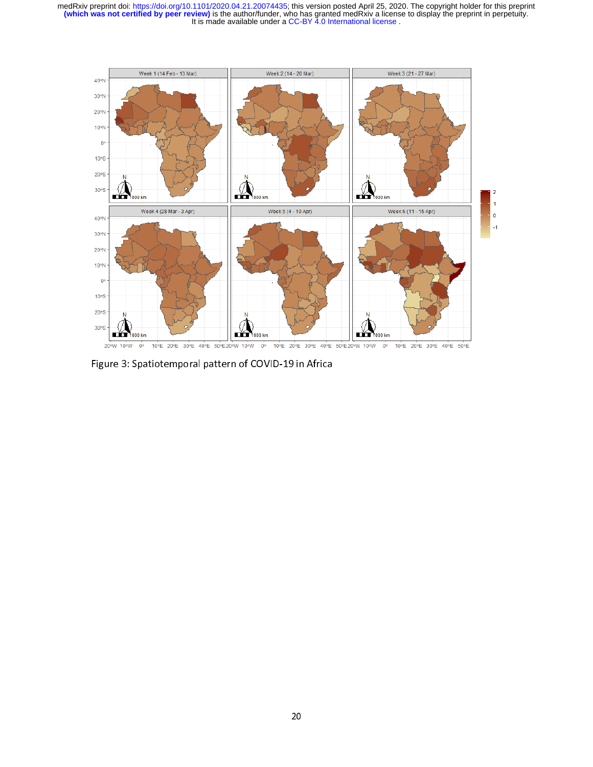Figure 3: Spatiotemporal pattern of COVID-19 in Africa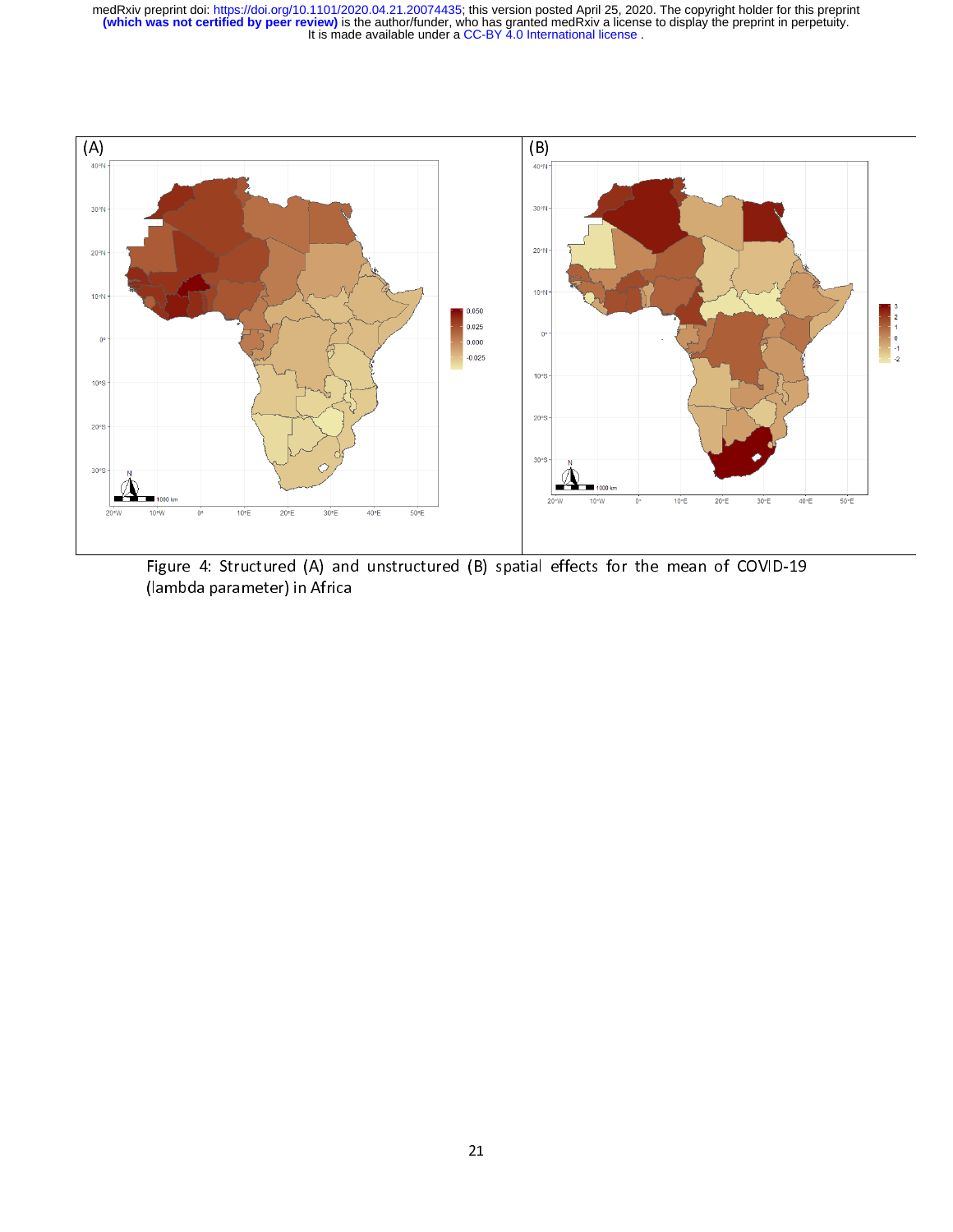Figure 4: Structured (A) and unstructured (B) spatial effects for the mean of COVID-19 (lambda parameter) in Africa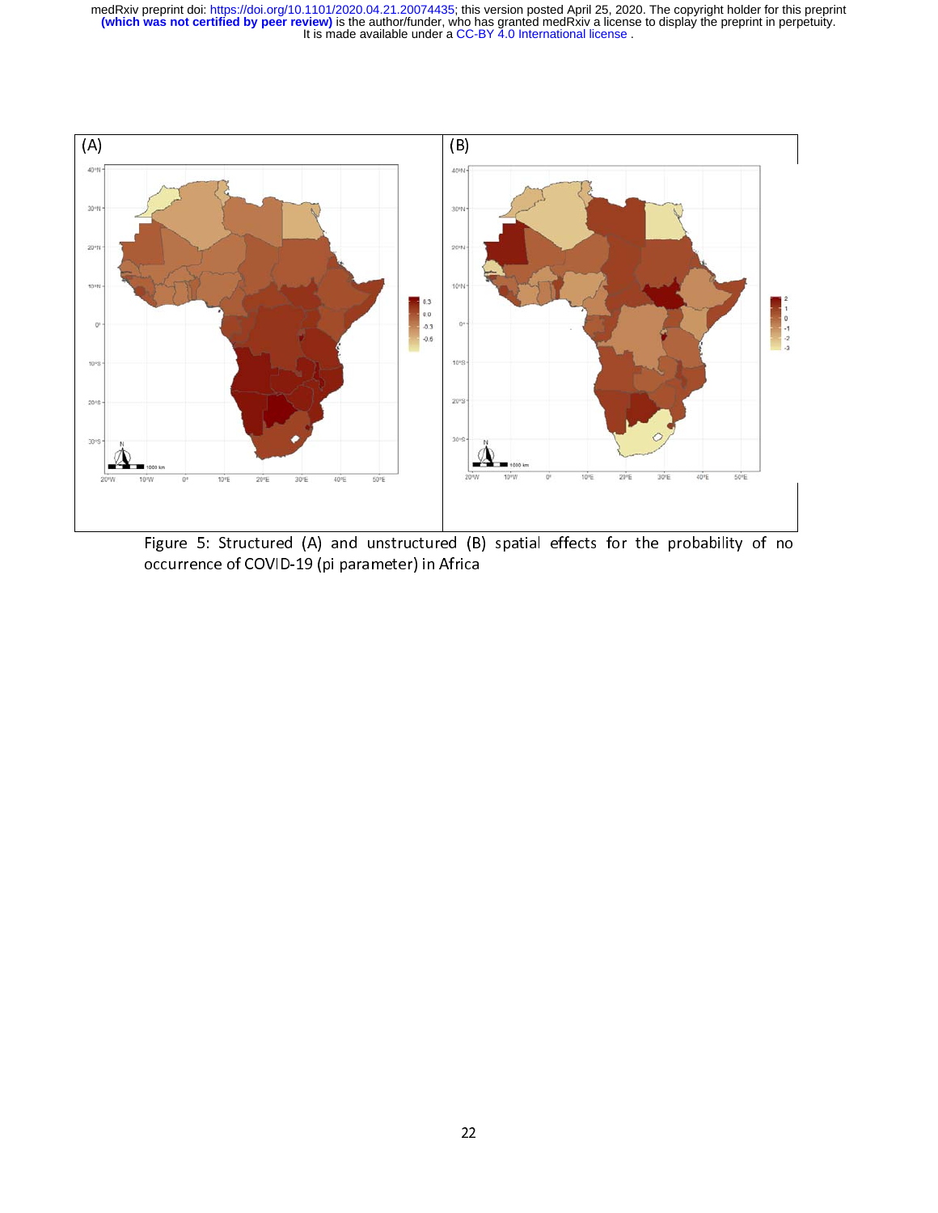Figure 5: Structured (A) and unstructured (B) spatial effects for the probability of no occurrence of COVID-19 (pi parameter) in Africa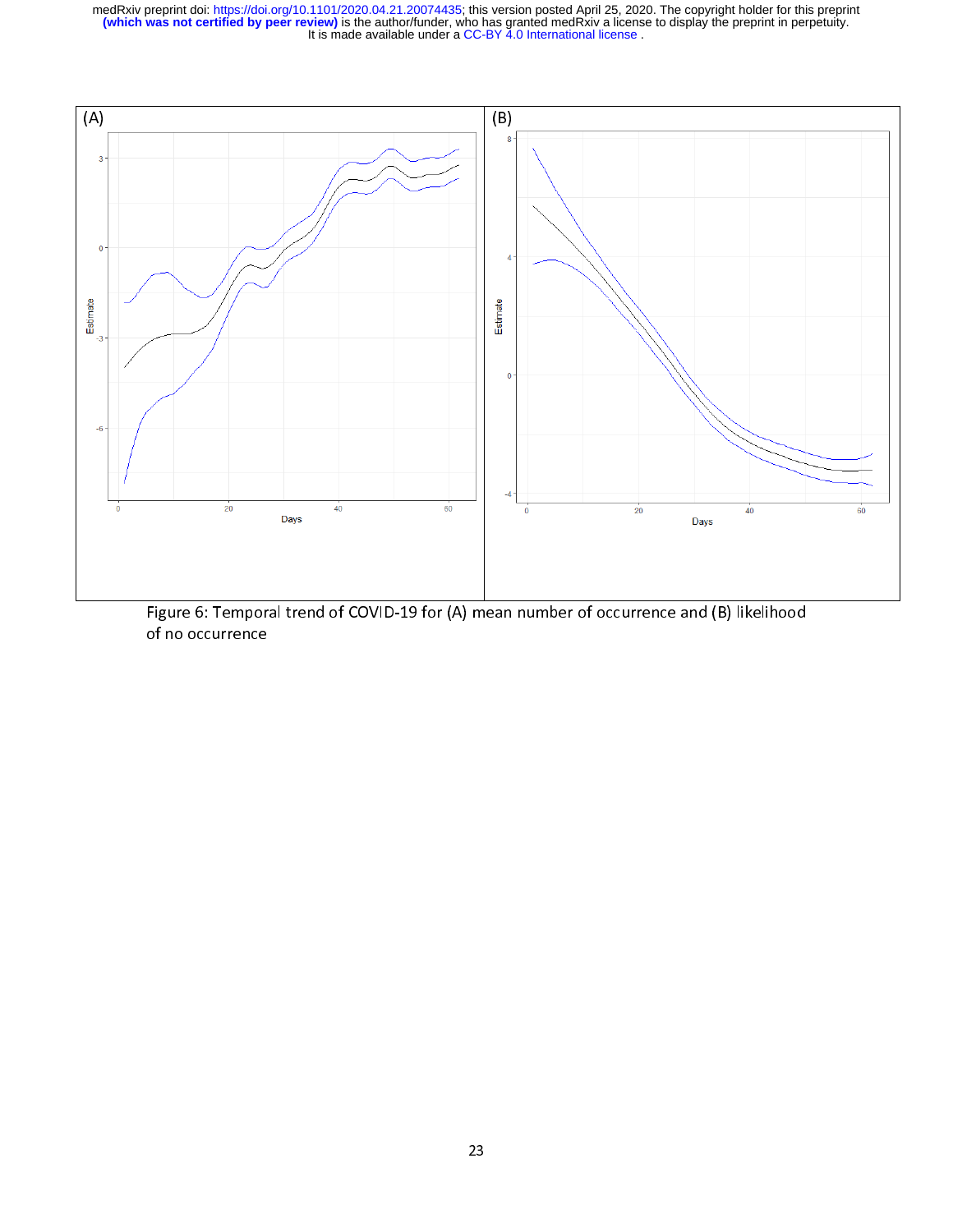Figure 6: Temporal trend of COVID-19 for (A) mean number of occurrence and (B) likelihood of no occurrence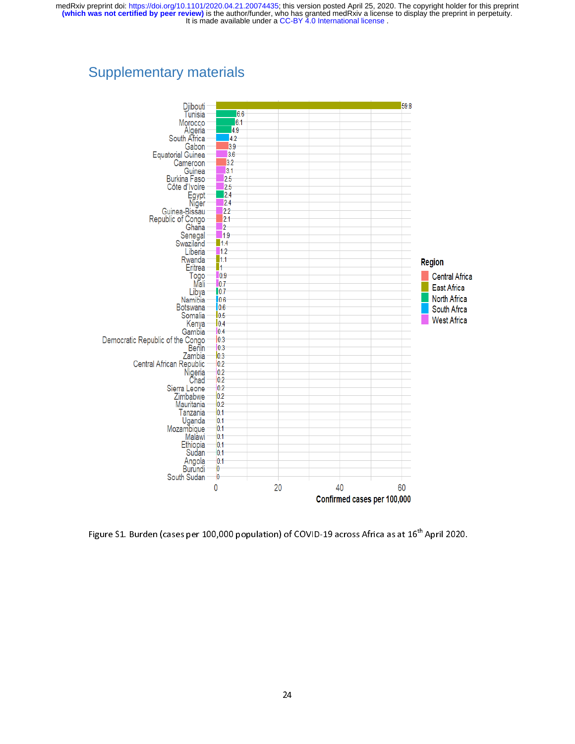## Supplementary materials

Djibouti
Tunisia
Morocco
Algeria
South Africa
Gabon
Equatorial Guinea
Cameroon
Guinea
Burkina Faso
Côte d'Ivoire
Egypt
Niger
Guinea-Bissau
Republic of Congo
Ghana
Senegal
Swaziland
Liberia
Rwanda
Eritrea
Togo
Mali
Libya
Namibia
Botswana
Somalia
Kenya
Gambia
Democratic Republic of the Congo
Benin
Zambia
Central African Republic
Nigeria
Chad
Sierra Leone
Zimbabwe
Mauritania
Tanzania
Uganda
Mozambique
Malawi
Ethiopia
Sudan
Angola
Burundi
South Sudan

59.8
6.6
6.1
4.9
4.2
3.9
3.6
3.2
3.1
2.5
2.5
2.4
2.4
2.2
2.1
2
1.9
1.4
1.2
1.1
1
0.9
0.7
0.7
0.6
0.6
0.5
0.4
0.4
0.3
0.3
0.3
0.2
0.2
0.2
0.2
0.2
0.2
0.1
0.1
0.1
0.1
0.1
0.1
0.1
0
0

0
20
40
60

Confirmed cases per 100,000

Region
Central Africa
East Africa
North Africa
South Afrca
West Africa

Figure S1. Burden (cases per 100,000 population) of COVID-19 across Africa as at 16th April 2020.